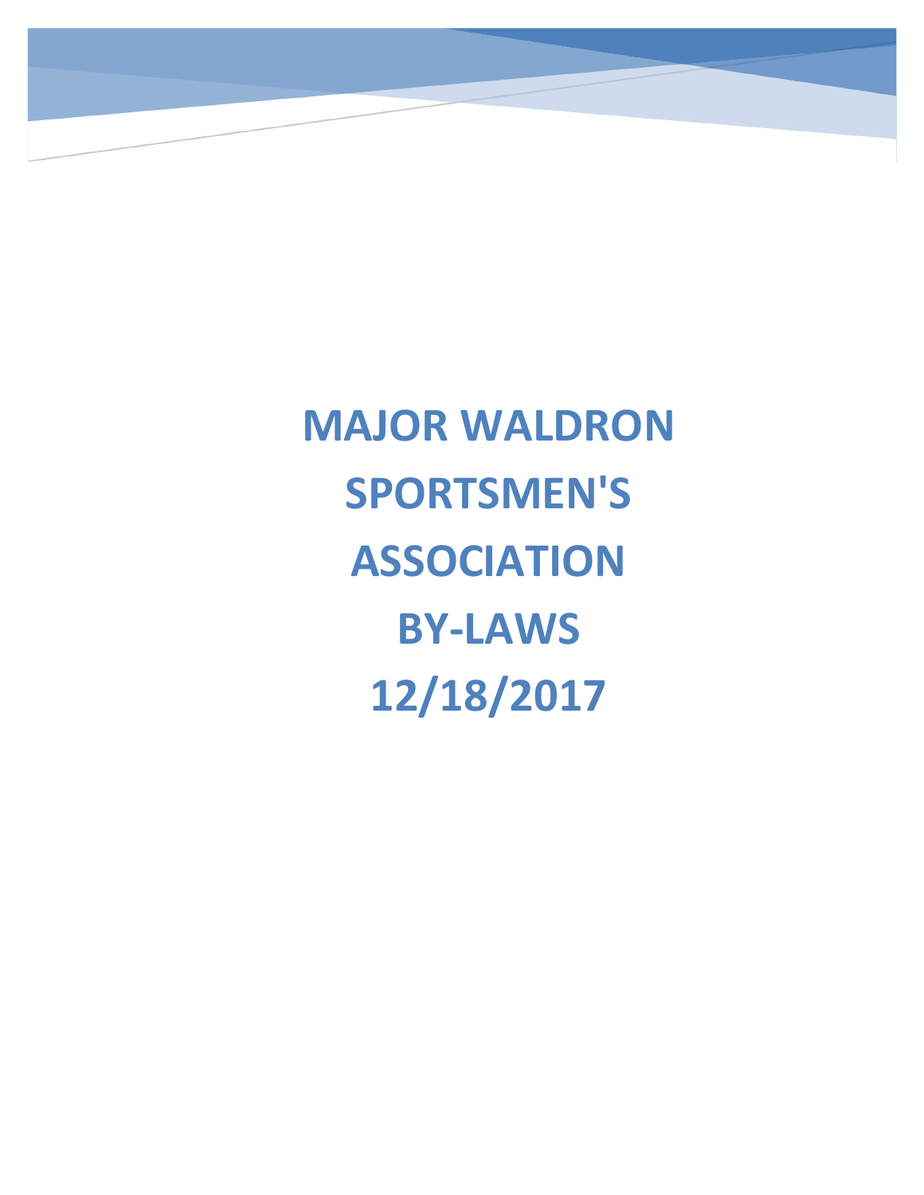# MAJOR WALDRON SPORTSMEN'S ASSOCIATION BY-LAWS 12/18/2017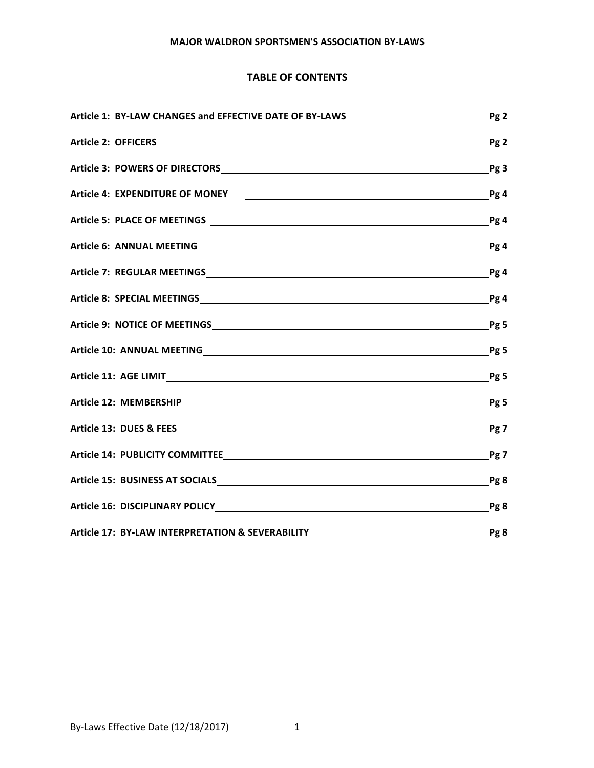**MAJOR WALDRON SPORTSMEN'S ASSOCIATION BY-LAWS**

## TABLE OF CONTENTS

| Article | Page |
|---|---|
| **Article 1: BY-LAW CHANGES and EFFECTIVE DATE OF BY-LAWS** | **Pg 2** |
| **Article 2: OFFICERS** | **Pg 2** |
| **Article 3: POWERS OF DIRECTORS** | **Pg 3** |
| **Article 4: EXPENDITURE OF MONEY** | **Pg 4** |
| **Article 5: PLACE OF MEETINGS** | **Pg 4** |
| **Article 6: ANNUAL MEETING** | **Pg 4** |
| **Article 7: REGULAR MEETINGS** | **Pg 4** |
| **Article 8: SPECIAL MEETINGS** | **Pg 4** |
| **Article 9: NOTICE OF MEETINGS** | **Pg 5** |
| **Article 10: ANNUAL MEETING** | **Pg 5** |
| **Article 11: AGE LIMIT** | **Pg 5** |
| **Article 12: MEMBERSHIP** | **Pg 5** |
| **Article 13: DUES & FEES** | **Pg 7** |
| **Article 14: PUBLICITY COMMITTEE** | **Pg 7** |
| **Article 15: BUSINESS AT SOCIALS** | **Pg 8** |
| **Article 16: DISCIPLINARY POLICY** | **Pg 8** |
| **Article 17: BY-LAW INTERPRETATION & SEVERABILITY** | **Pg 8** |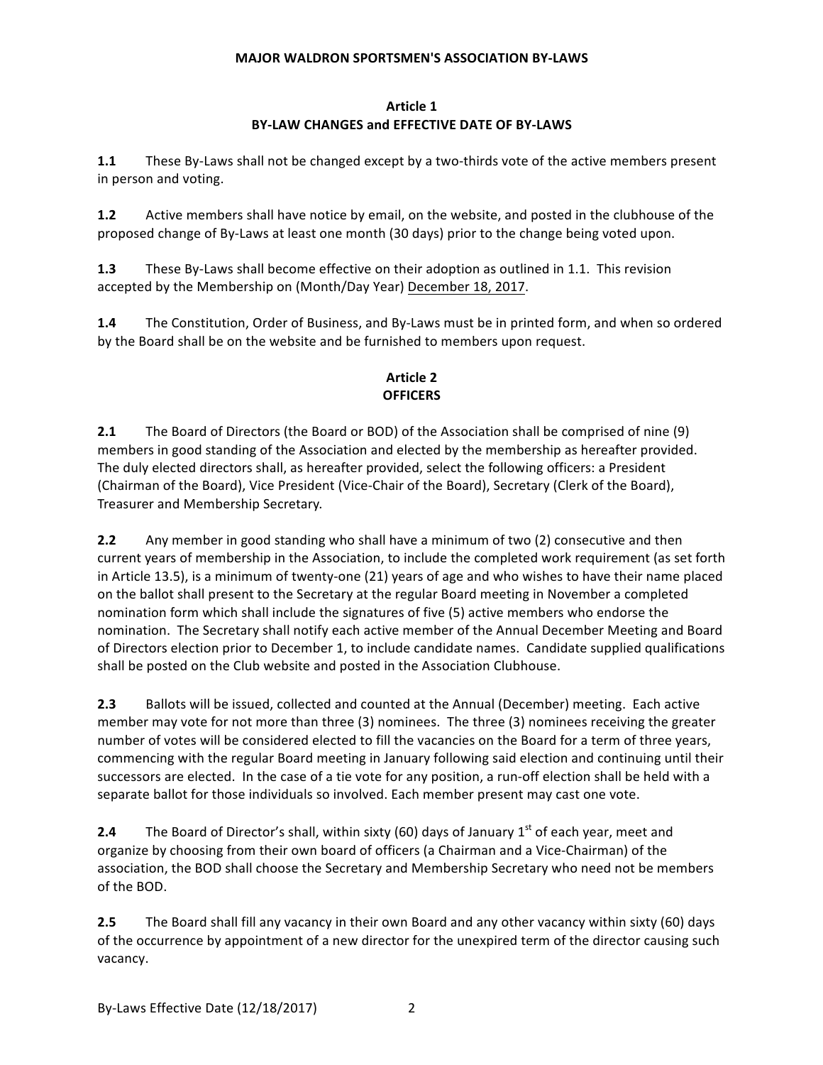# MAJOR WALDRON SPORTSMEN'S ASSOCIATION BY-LAWS

## Article 1
## BY-LAW CHANGES and EFFECTIVE DATE OF BY-LAWS

**1.1** These By-Laws shall not be changed except by a two-thirds vote of the active members present in person and voting.

**1.2** Active members shall have notice by email, on the website, and posted in the clubhouse of the proposed change of By-Laws at least one month (30 days) prior to the change being voted upon.

**1.3** These By-Laws shall become effective on their adoption as outlined in 1.1. This revision accepted by the Membership on (Month/Day Year) December 18, 2017.

**1.4** The Constitution, Order of Business, and By-Laws must be in printed form, and when so ordered by the Board shall be on the website and be furnished to members upon request.

## Article 2
## OFFICERS

**2.1** The Board of Directors (the Board or BOD) of the Association shall be comprised of nine (9) members in good standing of the Association and elected by the membership as hereafter provided. The duly elected directors shall, as hereafter provided, select the following officers: a President (Chairman of the Board), Vice President (Vice-Chair of the Board), Secretary (Clerk of the Board), Treasurer and Membership Secretary.

**2.2** Any member in good standing who shall have a minimum of two (2) consecutive and then current years of membership in the Association, to include the completed work requirement (as set forth in Article 13.5), is a minimum of twenty-one (21) years of age and who wishes to have their name placed on the ballot shall present to the Secretary at the regular Board meeting in November a completed nomination form which shall include the signatures of five (5) active members who endorse the nomination. The Secretary shall notify each active member of the Annual December Meeting and Board of Directors election prior to December 1, to include candidate names. Candidate supplied qualifications shall be posted on the Club website and posted in the Association Clubhouse.

**2.3** Ballots will be issued, collected and counted at the Annual (December) meeting. Each active member may vote for not more than three (3) nominees. The three (3) nominees receiving the greater number of votes will be considered elected to fill the vacancies on the Board for a term of three years, commencing with the regular Board meeting in January following said election and continuing until their successors are elected. In the case of a tie vote for any position, a run-off election shall be held with a separate ballot for those individuals so involved. Each member present may cast one vote.

**2.4** The Board of Director's shall, within sixty (60) days of January 1st of each year, meet and organize by choosing from their own board of officers (a Chairman and a Vice-Chairman) of the association, the BOD shall choose the Secretary and Membership Secretary who need not be members of the BOD.

**2.5** The Board shall fill any vacancy in their own Board and any other vacancy within sixty (60) days of the occurrence by appointment of a new director for the unexpired term of the director causing such vacancy.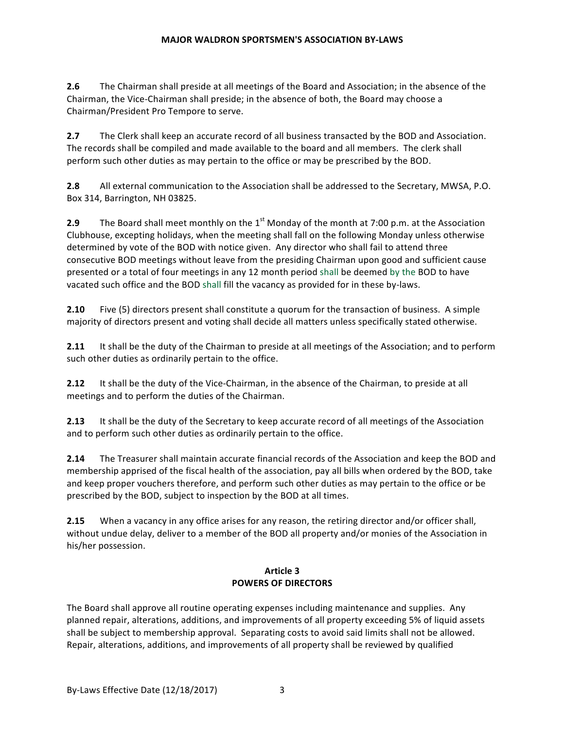**2.6** The Chairman shall preside at all meetings of the Board and Association; in the absence of the Chairman, the Vice-Chairman shall preside; in the absence of both, the Board may choose a Chairman/President Pro Tempore to serve.

**2.7** The Clerk shall keep an accurate record of all business transacted by the BOD and Association. The records shall be compiled and made available to the board and all members. The clerk shall perform such other duties as may pertain to the office or may be prescribed by the BOD.

**2.8** All external communication to the Association shall be addressed to the Secretary, MWSA, P.O. Box 314, Barrington, NH 03825.

**2.9** The Board shall meet monthly on the 1st Monday of the month at 7:00 p.m. at the Association Clubhouse, excepting holidays, when the meeting shall fall on the following Monday unless otherwise determined by vote of the BOD with notice given. Any director who shall fail to attend three consecutive BOD meetings without leave from the presiding Chairman upon good and sufficient cause presented or a total of four meetings in any 12 month period shall be deemed by the BOD to have vacated such office and the BOD shall fill the vacancy as provided for in these by-laws.

**2.10** Five (5) directors present shall constitute a quorum for the transaction of business. A simple majority of directors present and voting shall decide all matters unless specifically stated otherwise.

**2.11** It shall be the duty of the Chairman to preside at all meetings of the Association; and to perform such other duties as ordinarily pertain to the office.

**2.12** It shall be the duty of the Vice-Chairman, in the absence of the Chairman, to preside at all meetings and to perform the duties of the Chairman.

**2.13** It shall be the duty of the Secretary to keep accurate record of all meetings of the Association and to perform such other duties as ordinarily pertain to the office.

**2.14** The Treasurer shall maintain accurate financial records of the Association and keep the BOD and membership apprised of the fiscal health of the association, pay all bills when ordered by the BOD, take and keep proper vouchers therefore, and perform such other duties as may pertain to the office or be prescribed by the BOD, subject to inspection by the BOD at all times.

**2.15** When a vacancy in any office arises for any reason, the retiring director and/or officer shall, without undue delay, deliver to a member of the BOD all property and/or monies of the Association in his/her possession.

## Article 3
## POWERS OF DIRECTORS

The Board shall approve all routine operating expenses including maintenance and supplies. Any planned repair, alterations, additions, and improvements of all property exceeding 5% of liquid assets shall be subject to membership approval. Separating costs to avoid said limits shall not be allowed. Repair, alterations, additions, and improvements of all property shall be reviewed by qualified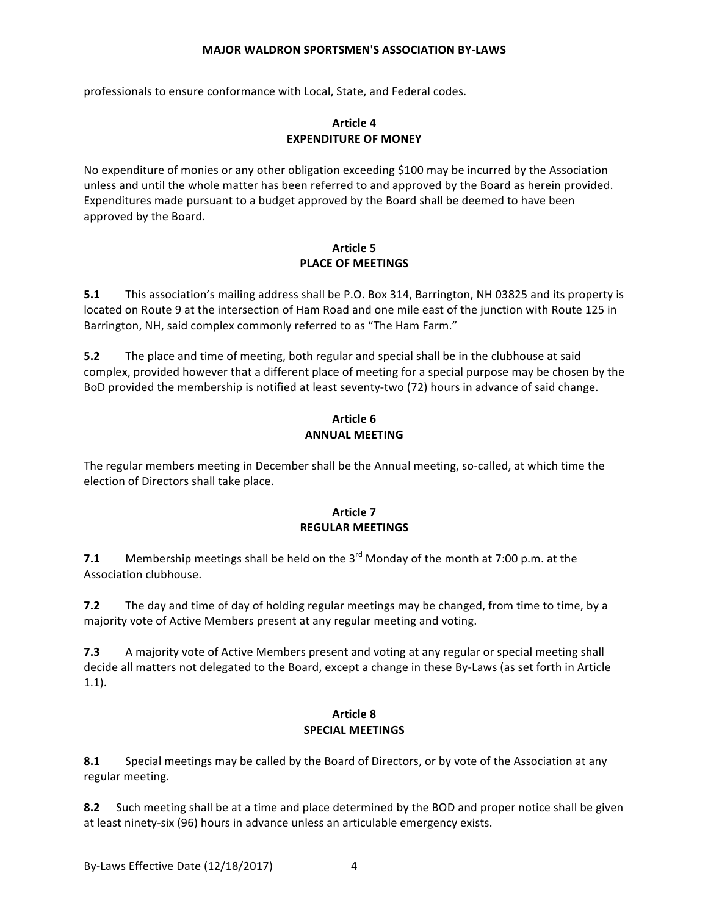professionals to ensure conformance with Local, State, and Federal codes.

## Article 4
## EXPENDITURE OF MONEY

No expenditure of monies or any other obligation exceeding $100 may be incurred by the Association unless and until the whole matter has been referred to and approved by the Board as herein provided. Expenditures made pursuant to a budget approved by the Board shall be deemed to have been approved by the Board.

## Article 5
## PLACE OF MEETINGS

**5.1** This association's mailing address shall be P.O. Box 314, Barrington, NH 03825 and its property is located on Route 9 at the intersection of Ham Road and one mile east of the junction with Route 125 in Barrington, NH, said complex commonly referred to as "The Ham Farm."

**5.2** The place and time of meeting, both regular and special shall be in the clubhouse at said complex, provided however that a different place of meeting for a special purpose may be chosen by the BoD provided the membership is notified at least seventy-two (72) hours in advance of said change.

## Article 6
## ANNUAL MEETING

The regular members meeting in December shall be the Annual meeting, so-called, at which time the election of Directors shall take place.

## Article 7
## REGULAR MEETINGS

**7.1** Membership meetings shall be held on the 3rd Monday of the month at 7:00 p.m. at the Association clubhouse.

**7.2** The day and time of day of holding regular meetings may be changed, from time to time, by a majority vote of Active Members present at any regular meeting and voting.

**7.3** A majority vote of Active Members present and voting at any regular or special meeting shall decide all matters not delegated to the Board, except a change in these By-Laws (as set forth in Article 1.1).

## Article 8
## SPECIAL MEETINGS

**8.1** Special meetings may be called by the Board of Directors, or by vote of the Association at any regular meeting.

**8.2** Such meeting shall be at a time and place determined by the BOD and proper notice shall be given at least ninety-six (96) hours in advance unless an articulable emergency exists.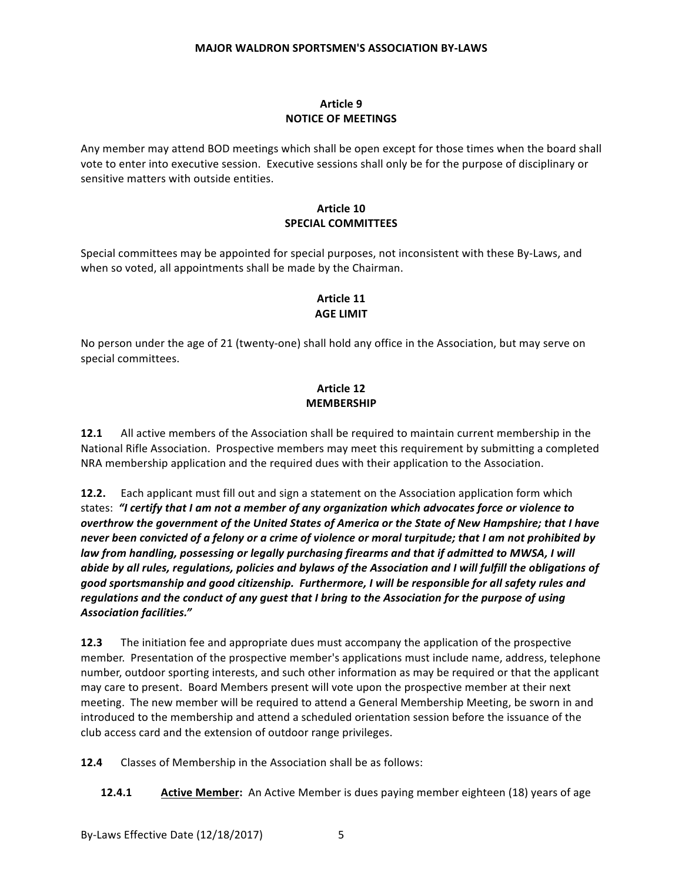## Article 9
## NOTICE OF MEETINGS

Any member may attend BOD meetings which shall be open except for those times when the board shall vote to enter into executive session. Executive sessions shall only be for the purpose of disciplinary or sensitive matters with outside entities.

## Article 10
## SPECIAL COMMITTEES

Special committees may be appointed for special purposes, not inconsistent with these By-Laws, and when so voted, all appointments shall be made by the Chairman.

## Article 11
## AGE LIMIT

No person under the age of 21 (twenty-one) shall hold any office in the Association, but may serve on special committees.

## Article 12
## MEMBERSHIP

**12.1** All active members of the Association shall be required to maintain current membership in the National Rifle Association. Prospective members may meet this requirement by submitting a completed NRA membership application and the required dues with their application to the Association.

**12.2.** Each applicant must fill out and sign a statement on the Association application form which states: ***"I certify that I am not a member of any organization which advocates force or violence to overthrow the government of the United States of America or the State of New Hampshire; that I have never been convicted of a felony or a crime of violence or moral turpitude; that I am not prohibited by law from handling, possessing or legally purchasing firearms and that if admitted to MWSA, I will abide by all rules, regulations, policies and bylaws of the Association and I will fulfill the obligations of good sportsmanship and good citizenship. Furthermore, I will be responsible for all safety rules and regulations and the conduct of any guest that I bring to the Association for the purpose of using Association facilities."***

**12.3** The initiation fee and appropriate dues must accompany the application of the prospective member. Presentation of the prospective member's applications must include name, address, telephone number, outdoor sporting interests, and such other information as may be required or that the applicant may care to present. Board Members present will vote upon the prospective member at their next meeting. The new member will be required to attend a General Membership Meeting, be sworn in and introduced to the membership and attend a scheduled orientation session before the issuance of the club access card and the extension of outdoor range privileges.

**12.4** Classes of Membership in the Association shall be as follows:

**12.4.1** **Active Member:** An Active Member is dues paying member eighteen (18) years of age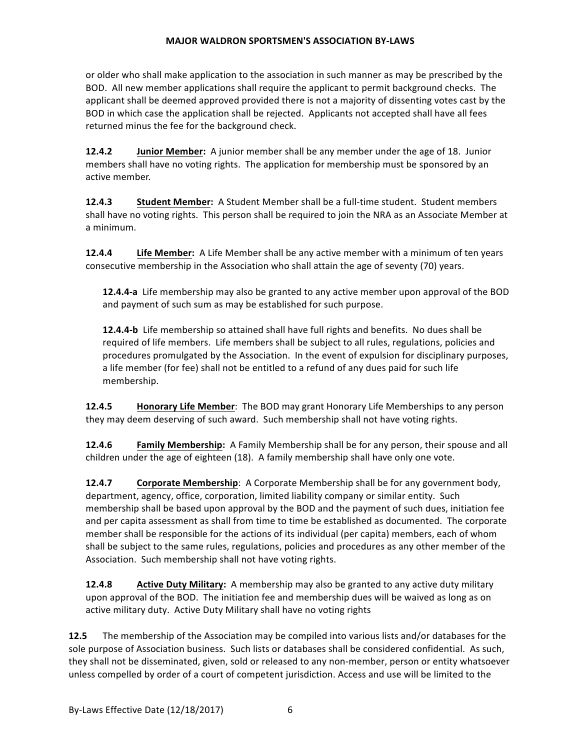or older who shall make application to the association in such manner as may be prescribed by the BOD. All new member applications shall require the applicant to permit background checks. The applicant shall be deemed approved provided there is not a majority of dissenting votes cast by the BOD in which case the application shall be rejected. Applicants not accepted shall have all fees returned minus the fee for the background check.

**12.4.2** **Junior Member:** A junior member shall be any member under the age of 18. Junior members shall have no voting rights. The application for membership must be sponsored by an active member.

**12.4.3** **Student Member:** A Student Member shall be a full-time student. Student members shall have no voting rights. This person shall be required to join the NRA as an Associate Member at a minimum.

**12.4.4** **Life Member:** A Life Member shall be any active member with a minimum of ten years consecutive membership in the Association who shall attain the age of seventy (70) years.

**12.4.4-a** Life membership may also be granted to any active member upon approval of the BOD and payment of such sum as may be established for such purpose.

**12.4.4-b** Life membership so attained shall have full rights and benefits. No dues shall be required of life members. Life members shall be subject to all rules, regulations, policies and procedures promulgated by the Association. In the event of expulsion for disciplinary purposes, a life member (for fee) shall not be entitled to a refund of any dues paid for such life membership.

**12.4.5** **Honorary Life Member**: The BOD may grant Honorary Life Memberships to any person they may deem deserving of such award. Such membership shall not have voting rights.

**12.4.6** **Family Membership:** A Family Membership shall be for any person, their spouse and all children under the age of eighteen (18). A family membership shall have only one vote.

**12.4.7** **Corporate Membership**: A Corporate Membership shall be for any government body, department, agency, office, corporation, limited liability company or similar entity. Such membership shall be based upon approval by the BOD and the payment of such dues, initiation fee and per capita assessment as shall from time to time be established as documented. The corporate member shall be responsible for the actions of its individual (per capita) members, each of whom shall be subject to the same rules, regulations, policies and procedures as any other member of the Association. Such membership shall not have voting rights.

**12.4.8** **Active Duty Military:** A membership may also be granted to any active duty military upon approval of the BOD. The initiation fee and membership dues will be waived as long as on active military duty. Active Duty Military shall have no voting rights

**12.5** The membership of the Association may be compiled into various lists and/or databases for the sole purpose of Association business. Such lists or databases shall be considered confidential. As such, they shall not be disseminated, given, sold or released to any non-member, person or entity whatsoever unless compelled by order of a court of competent jurisdiction. Access and use will be limited to the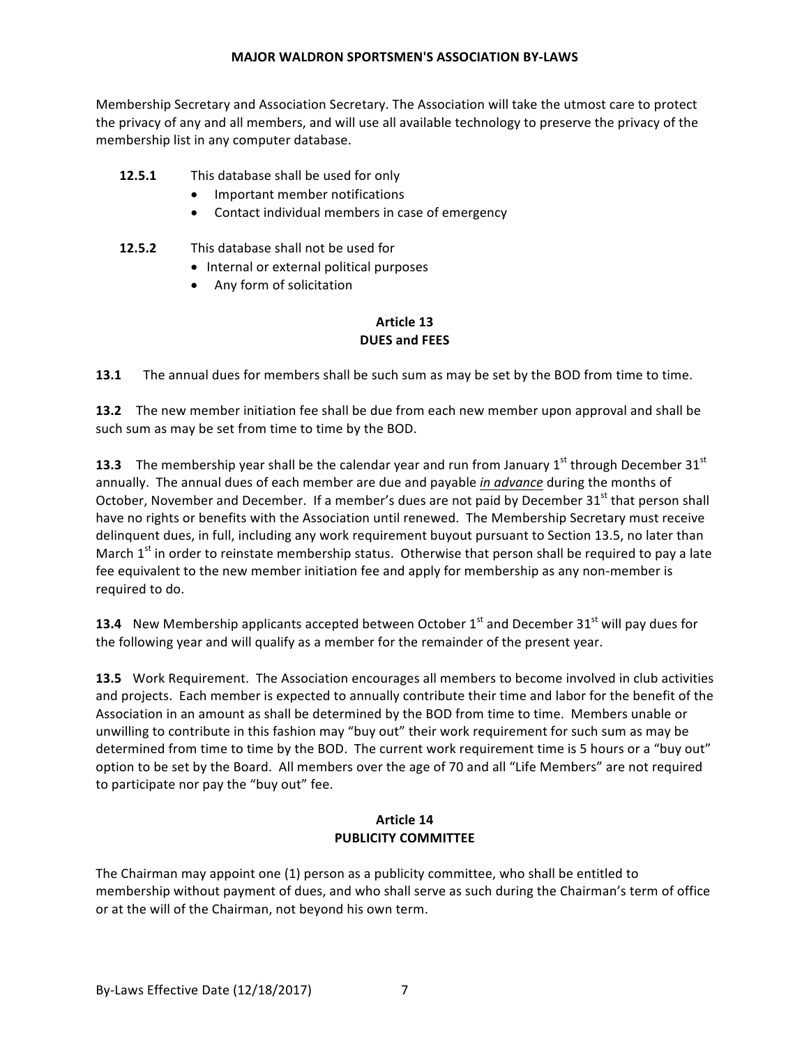Membership Secretary and Association Secretary. The Association will take the utmost care to protect the privacy of any and all members, and will use all available technology to preserve the privacy of the membership list in any computer database.

**12.5.1** This database shall be used for only
- Important member notifications
- Contact individual members in case of emergency

**12.5.2** This database shall not be used for
- Internal or external political purposes
- Any form of solicitation

## Article 13
## DUES and FEES

**13.1** The annual dues for members shall be such sum as may be set by the BOD from time to time.

**13.2** The new member initiation fee shall be due from each new member upon approval and shall be such sum as may be set from time to time by the BOD.

**13.3** The membership year shall be the calendar year and run from January 1st through December 31st annually. The annual dues of each member are due and payable ***in advance*** during the months of October, November and December. If a member's dues are not paid by December 31st that person shall have no rights or benefits with the Association until renewed. The Membership Secretary must receive delinquent dues, in full, including any work requirement buyout pursuant to Section 13.5, no later than March 1st in order to reinstate membership status. Otherwise that person shall be required to pay a late fee equivalent to the new member initiation fee and apply for membership as any non-member is required to do.

**13.4** New Membership applicants accepted between October 1st and December 31st will pay dues for the following year and will qualify as a member for the remainder of the present year.

**13.5** Work Requirement. The Association encourages all members to become involved in club activities and projects. Each member is expected to annually contribute their time and labor for the benefit of the Association in an amount as shall be determined by the BOD from time to time. Members unable or unwilling to contribute in this fashion may "buy out" their work requirement for such sum as may be determined from time to time by the BOD. The current work requirement time is 5 hours or a "buy out" option to be set by the Board. All members over the age of 70 and all "Life Members" are not required to participate nor pay the "buy out" fee.

## Article 14
## PUBLICITY COMMITTEE

The Chairman may appoint one (1) person as a publicity committee, who shall be entitled to membership without payment of dues, and who shall serve as such during the Chairman's term of office or at the will of the Chairman, not beyond his own term.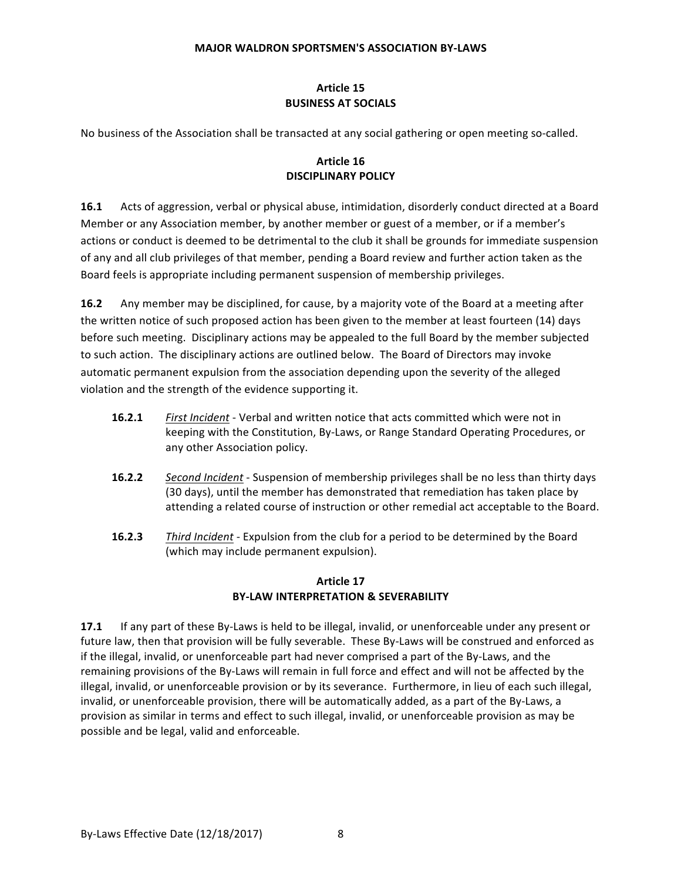## Article 15
## BUSINESS AT SOCIALS

No business of the Association shall be transacted at any social gathering or open meeting so-called.

## Article 16
## DISCIPLINARY POLICY

**16.1** Acts of aggression, verbal or physical abuse, intimidation, disorderly conduct directed at a Board Member or any Association member, by another member or guest of a member, or if a member's actions or conduct is deemed to be detrimental to the club it shall be grounds for immediate suspension of any and all club privileges of that member, pending a Board review and further action taken as the Board feels is appropriate including permanent suspension of membership privileges.

**16.2** Any member may be disciplined, for cause, by a majority vote of the Board at a meeting after the written notice of such proposed action has been given to the member at least fourteen (14) days before such meeting. Disciplinary actions may be appealed to the full Board by the member subjected to such action. The disciplinary actions are outlined below. The Board of Directors may invoke automatic permanent expulsion from the association depending upon the severity of the alleged violation and the strength of the evidence supporting it.

- **16.2.1** *First Incident* - Verbal and written notice that acts committed which were not in keeping with the Constitution, By-Laws, or Range Standard Operating Procedures, or any other Association policy.

- **16.2.2** *Second Incident* - Suspension of membership privileges shall be no less than thirty days (30 days), until the member has demonstrated that remediation has taken place by attending a related course of instruction or other remedial act acceptable to the Board.

- **16.2.3** *Third Incident* - Expulsion from the club for a period to be determined by the Board (which may include permanent expulsion).

## Article 17
## BY-LAW INTERPRETATION & SEVERABILITY

**17.1** If any part of these By-Laws is held to be illegal, invalid, or unenforceable under any present or future law, then that provision will be fully severable. These By-Laws will be construed and enforced as if the illegal, invalid, or unenforceable part had never comprised a part of the By-Laws, and the remaining provisions of the By-Laws will remain in full force and effect and will not be affected by the illegal, invalid, or unenforceable provision or by its severance. Furthermore, in lieu of each such illegal, invalid, or unenforceable provision, there will be automatically added, as a part of the By-Laws, a provision as similar in terms and effect to such illegal, invalid, or unenforceable provision as may be possible and be legal, valid and enforceable.